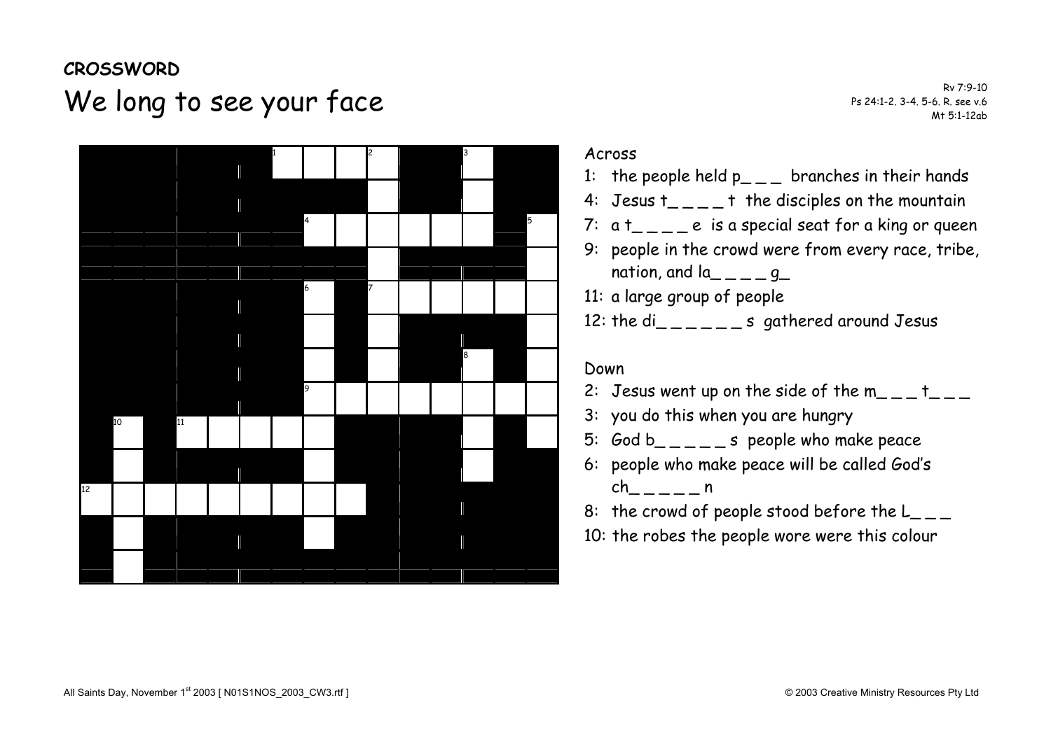**CROSSWORD**

# We long to see your face

Rv 7:9-10
Ps 24:1-2. 3-4. 5-6. R. see v.6
Mt 5:1-12ab

Across

1: the people held p_ _ _ branches in their hands

4: Jesus t_ _ _ _ t the disciples on the mountain

7: a t_ _ _ _ e is a special seat for a king or queen

9: people in the crowd were from every race, tribe, nation, and la_ _ _ _ g_

11: a large group of people

12: the di_ _ _ _ _ _ s gathered around Jesus

Down

2: Jesus went up on the side of the m_ _ _ t_ _ _

3: you do this when you are hungry

5: God b_ _ _ _ _ s people who make peace

6: people who make peace will be called God's ch_ _ _ _ _ n

8: the crowd of people stood before the L_ _ _

10: the robes the people wore were this colour

All Saints Day, November 1st 2003 [ N01S1NOS_2003_CW3.rtf ]

© 2003 Creative Ministry Resources Pty Ltd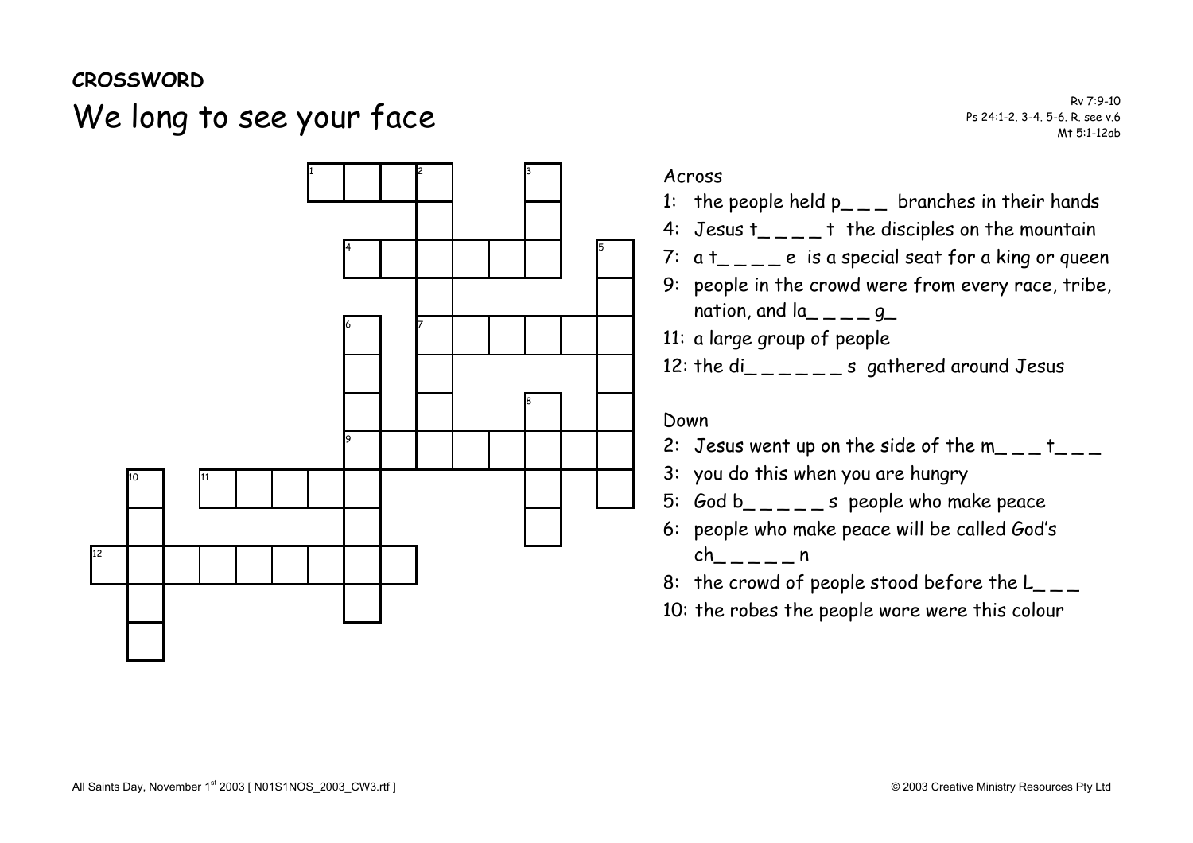**CROSSWORD**

# We long to see your face

Rv 7:9-10
Ps 24:1-2. 3-4. 5-6. R. see v.6
Mt 5:1-12ab

Across

1: the people held p_ _ _ branches in their hands
4: Jesus t_ _ _ _ t the disciples on the mountain
7: a t_ _ _ _ e is a special seat for a king or queen
9: people in the crowd were from every race, tribe, nation, and la_ _ _ _ g_
11: a large group of people
12: the di_ _ _ _ _ _ s gathered around Jesus

Down

2: Jesus went up on the side of the m_ _ _ t_ _ _
3: you do this when you are hungry
5: God b_ _ _ _ _ s people who make peace
6: people who make peace will be called God's ch_ _ _ _ _ n
8: the crowd of people stood before the L_ _ _
10: the robes the people wore were this colour

All Saints Day, November 1st 2003 [ N01S1NOS_2003_CW3.rtf ]

© 2003 Creative Ministry Resources Pty Ltd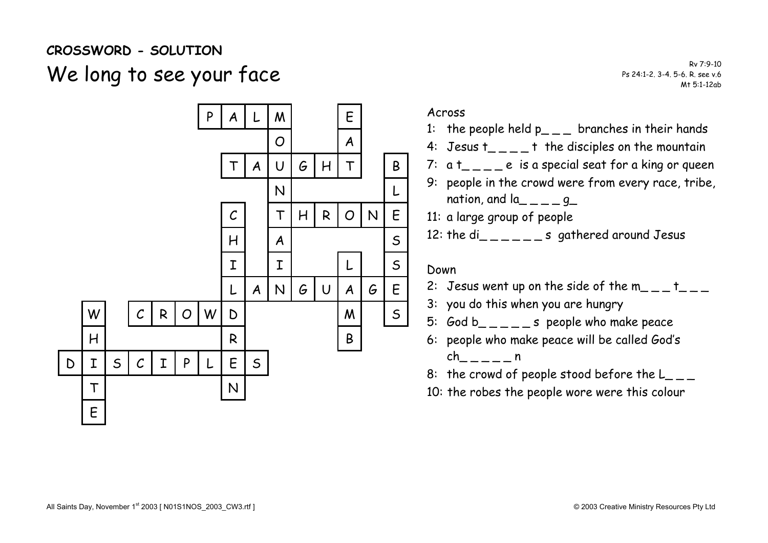**CROSSWORD - SOLUTION**

# We long to see your face

Rv 7:9-10
Ps 24:1-2. 3-4. 5-6. R. see v.6
Mt 5:1-12ab

| | | | | | | | | | | | | | | |
|---|---|---|---|---|---|---|---|---|---|---|---|---|---|---|
| | | | | | | P | A | L | M | | | E | | |
| | | | | | | | | | O | | | A | | |
| | | | | | | | T | A | U | G | H | T | | B |
| | | | | | | | | | N | | | | | L |
| | | | | | | | C | | T | H | R | O | N | E |
| | | | | | | | H | | A | | | | | S |
| | | | | | | | I | | I | | | L | | S |
| | | | | | | | L | A | N | G | U | A | G | E |
| | W | | C | R | O | W | D | | | | | M | | S |
| | H | | | | | | R | | | | | B | | |
| D | I | S | C | I | P | L | E | S | | | | | | |
| | T | | | | | | N | | | | | | | |
| | E | | | | | | | | | | | | | |

Across

1: the people held p_ _ _ branches in their hands
4: Jesus t_ _ _ _ t the disciples on the mountain
7: a t_ _ _ _ e is a special seat for a king or queen
9: people in the crowd were from every race, tribe, nation, and la_ _ _ _ g_
11: a large group of people
12: the di_ _ _ _ _ _ s gathered around Jesus

Down

2: Jesus went up on the side of the m_ _ _ t_ _ _
3: you do this when you are hungry
5: God b_ _ _ _ _ s people who make peace
6: people who make peace will be called God's ch_ _ _ _ _ n
8: the crowd of people stood before the L_ _ _
10: the robes the people wore were this colour

All Saints Day, November 1st 2003 [ N01S1NOS_2003_CW3.rtf ]

© 2003 Creative Ministry Resources Pty Ltd